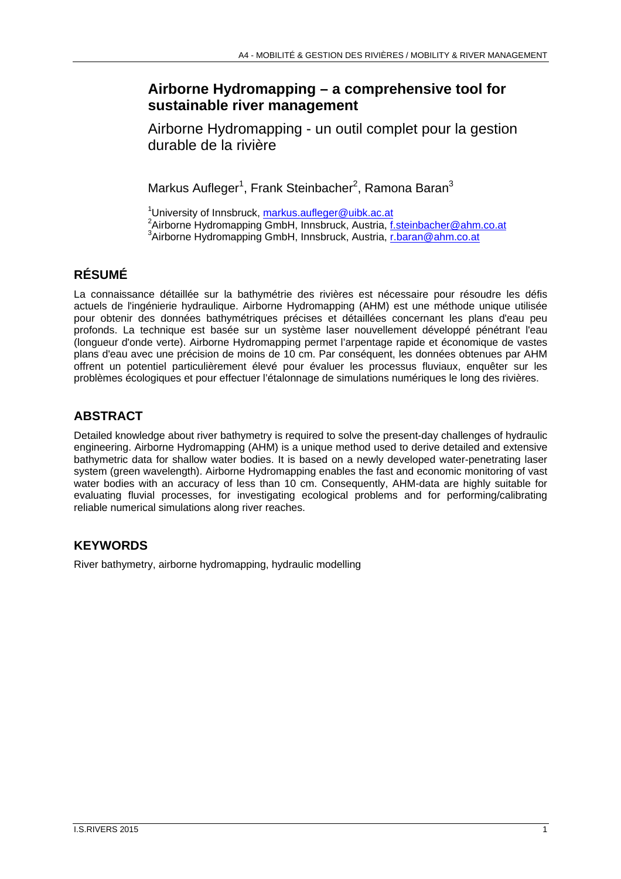# Airborne Hydromapping – a comprehensive tool for sustainable river management

## Airborne Hydromapping - un outil complet pour la gestion durable de la rivière

Markus Aufleger[1], Frank Steinbacher[2], Ramona Baran[3]

[1]University of Innsbruck, markus.aufleger@uibk.ac.at
[2]Airborne Hydromapping GmbH, Innsbruck, Austria, f.steinbacher@ahm.co.at
[3]Airborne Hydromapping GmbH, Innsbruck, Austria, r.baran@ahm.co.at

## RÉSUMÉ

La connaissance détaillée sur la bathymétrie des rivières est nécessaire pour résoudre les défis actuels de l'ingénierie hydraulique. Airborne Hydromapping (AHM) est une méthode unique utilisée pour obtenir des données bathymétriques précises et détaillées concernant les plans d'eau peu profonds. La technique est basée sur un système laser nouvellement développé pénétrant l'eau (longueur d'onde verte). Airborne Hydromapping permet l'arpentage rapide et économique de vastes plans d'eau avec une précision de moins de 10 cm. Par conséquent, les données obtenues par AHM offrent un potentiel particulièrement élevé pour évaluer les processus fluviaux, enquêter sur les problèmes écologiques et pour effectuer l'étalonnage de simulations numériques le long des rivières.

## ABSTRACT

Detailed knowledge about river bathymetry is required to solve the present-day challenges of hydraulic engineering. Airborne Hydromapping (AHM) is a unique method used to derive detailed and extensive bathymetric data for shallow water bodies. It is based on a newly developed water-penetrating laser system (green wavelength). Airborne Hydromapping enables the fast and economic monitoring of vast water bodies with an accuracy of less than 10 cm. Consequently, AHM-data are highly suitable for evaluating fluvial processes, for investigating ecological problems and for performing/calibrating reliable numerical simulations along river reaches.

## KEYWORDS

River bathymetry, airborne hydromapping, hydraulic modelling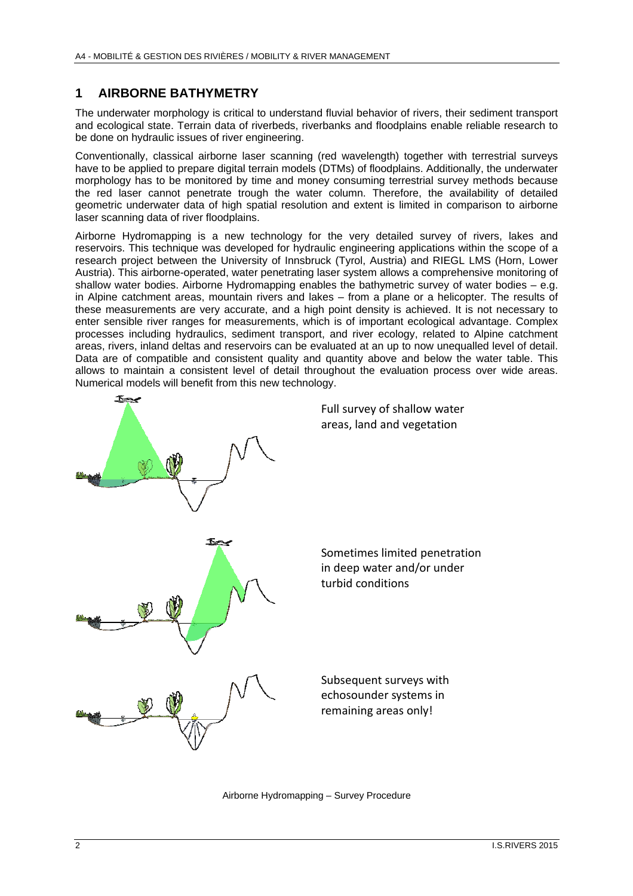## 1 AIRBORNE BATHYMETRY

The underwater morphology is critical to understand fluvial behavior of rivers, their sediment transport and ecological state. Terrain data of riverbeds, riverbanks and floodplains enable reliable research to be done on hydraulic issues of river engineering.

Conventionally, classical airborne laser scanning (red wavelength) together with terrestrial surveys have to be applied to prepare digital terrain models (DTMs) of floodplains. Additionally, the underwater morphology has to be monitored by time and money consuming terrestrial survey methods because the red laser cannot penetrate trough the water column. Therefore, the availability of detailed geometric underwater data of high spatial resolution and extent is limited in comparison to airborne laser scanning data of river floodplains.

Airborne Hydromapping is a new technology for the very detailed survey of rivers, lakes and reservoirs. This technique was developed for hydraulic engineering applications within the scope of a research project between the University of Innsbruck (Tyrol, Austria) and RIEGL LMS (Horn, Lower Austria). This airborne-operated, water penetrating laser system allows a comprehensive monitoring of shallow water bodies. Airborne Hydromapping enables the bathymetric survey of water bodies – e.g. in Alpine catchment areas, mountain rivers and lakes – from a plane or a helicopter. The results of these measurements are very accurate, and a high point density is achieved. It is not necessary to enter sensible river ranges for measurements, which is of important ecological advantage. Complex processes including hydraulics, sediment transport, and river ecology, related to Alpine catchment areas, rivers, inland deltas and reservoirs can be evaluated at an up to now unequalled level of detail. Data are of compatible and consistent quality and quantity above and below the water table. This allows to maintain a consistent level of detail throughout the evaluation process over wide areas. Numerical models will benefit from this new technology.

Full survey of shallow water areas, land and vegetation

Sometimes limited penetration in deep water and/or under turbid conditions

Subsequent surveys with echosounder systems in remaining areas only!

Airborne Hydromapping – Survey Procedure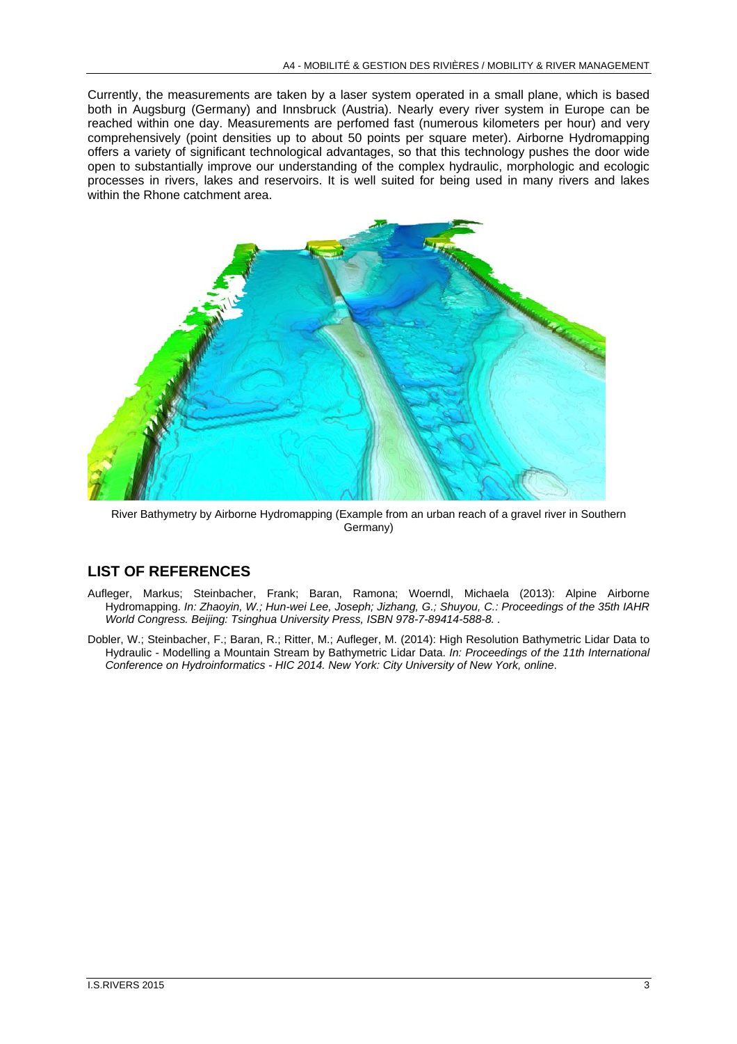Currently, the measurements are taken by a laser system operated in a small plane, which is based both in Augsburg (Germany) and Innsbruck (Austria). Nearly every river system in Europe can be reached within one day. Measurements are perfomed fast (numerous kilometers per hour) and very comprehensively (point densities up to about 50 points per square meter). Airborne Hydromapping offers a variety of significant technological advantages, so that this technology pushes the door wide open to substantially improve our understanding of the complex hydraulic, morphologic and ecologic processes in rivers, lakes and reservoirs. It is well suited for being used in many rivers and lakes within the Rhone catchment area.

River Bathymetry by Airborne Hydromapping (Example from an urban reach of a gravel river in Southern Germany)

## LIST OF REFERENCES

Aufleger, Markus; Steinbacher, Frank; Baran, Ramona; Woerndl, Michaela (2013): Alpine Airborne Hydromapping. *In: Zhaoyin, W.; Hun-wei Lee, Joseph; Jizhang, G.; Shuyou, C.: Proceedings of the 35th IAHR World Congress. Beijing: Tsinghua University Press, ISBN 978-7-89414-588-8.* .

Dobler, W.; Steinbacher, F.; Baran, R.; Ritter, M.; Aufleger, M. (2014): High Resolution Bathymetric Lidar Data to Hydraulic - Modelling a Mountain Stream by Bathymetric Lidar Data. *In: Proceedings of the 11th International Conference on Hydroinformatics - HIC 2014. New York: City University of New York, online*.